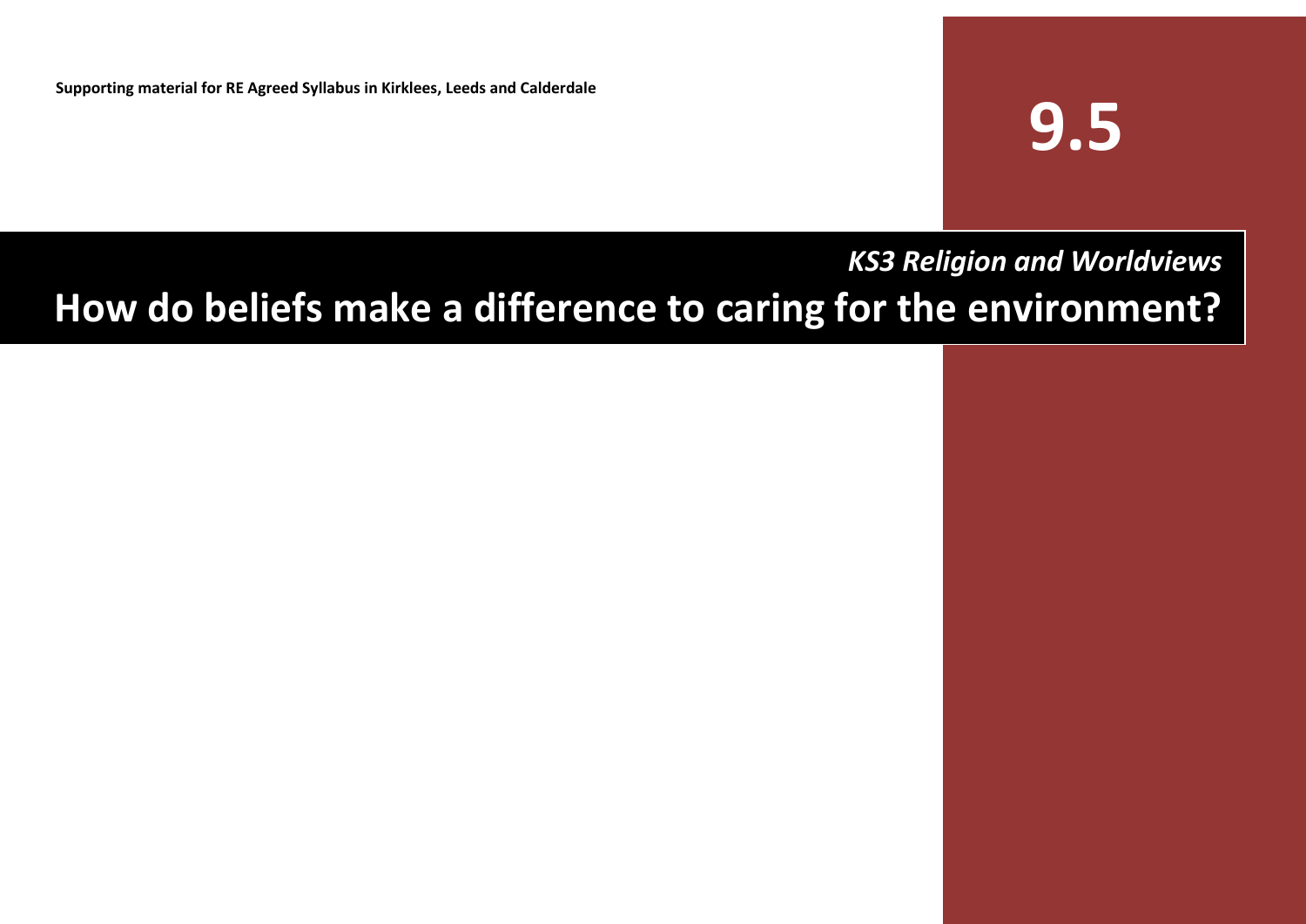**Supporting material for RE Agreed Syllabus in Kirklees, Leeds and Calderdale**

# 9.5

*KS3 Religion and Worldviews*

# How do beliefs make a difference to caring for the environment?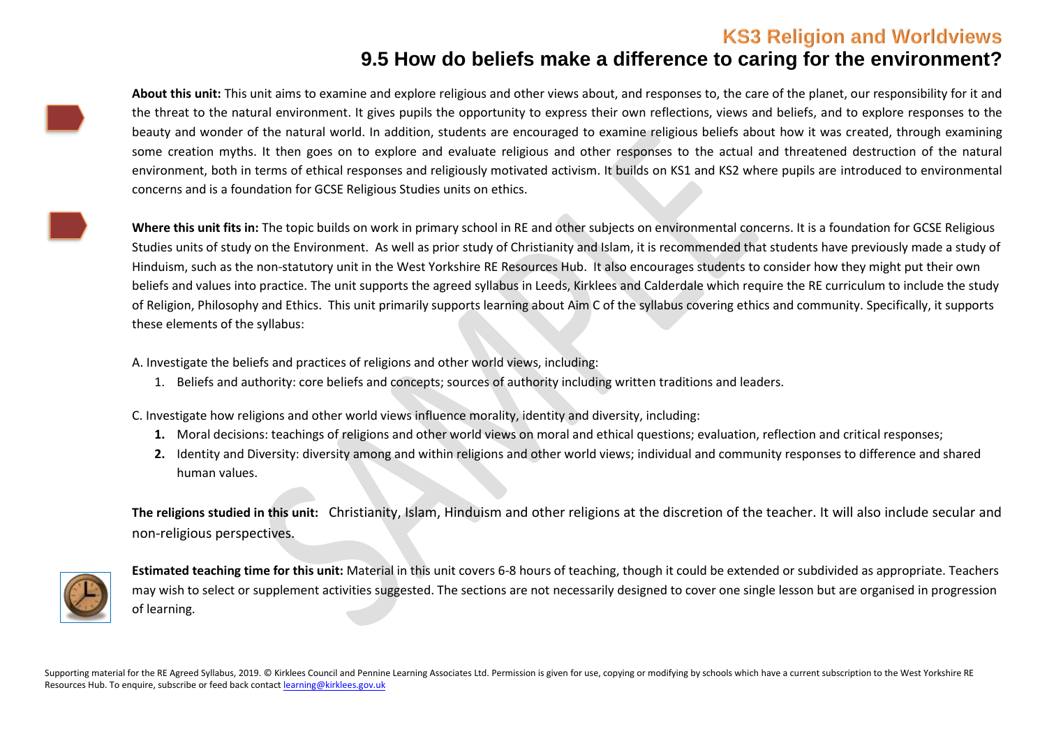# KS3 Religion and Worldviews

## 9.5 How do beliefs make a difference to caring for the environment?

**About this unit:** This unit aims to examine and explore religious and other views about, and responses to, the care of the planet, our responsibility for it and the threat to the natural environment. It gives pupils the opportunity to express their own reflections, views and beliefs, and to explore responses to the beauty and wonder of the natural world. In addition, students are encouraged to examine religious beliefs about how it was created, through examining some creation myths. It then goes on to explore and evaluate religious and other responses to the actual and threatened destruction of the natural environment, both in terms of ethical responses and religiously motivated activism. It builds on KS1 and KS2 where pupils are introduced to environmental concerns and is a foundation for GCSE Religious Studies units on ethics.

**Where this unit fits in:** The topic builds on work in primary school in RE and other subjects on environmental concerns. It is a foundation for GCSE Religious Studies units of study on the Environment. As well as prior study of Christianity and Islam, it is recommended that students have previously made a study of Hinduism, such as the non-statutory unit in the West Yorkshire RE Resources Hub. It also encourages students to consider how they might put their own beliefs and values into practice. The unit supports the agreed syllabus in Leeds, Kirklees and Calderdale which require the RE curriculum to include the study of Religion, Philosophy and Ethics. This unit primarily supports learning about Aim C of the syllabus covering ethics and community. Specifically, it supports these elements of the syllabus:

A. Investigate the beliefs and practices of religions and other world views, including:

1. Beliefs and authority: core beliefs and concepts; sources of authority including written traditions and leaders.

C. Investigate how religions and other world views influence morality, identity and diversity, including:

1. Moral decisions: teachings of religions and other world views on moral and ethical questions; evaluation, reflection and critical responses;
2. Identity and Diversity: diversity among and within religions and other world views; individual and community responses to difference and shared human values.

**The religions studied in this unit:** Christianity, Islam, Hinduism and other religions at the discretion of the teacher. It will also include secular and non-religious perspectives.

**Estimated teaching time for this unit:** Material in this unit covers 6-8 hours of teaching, though it could be extended or subdivided as appropriate. Teachers may wish to select or supplement activities suggested. The sections are not necessarily designed to cover one single lesson but are organised in progression of learning.

Supporting material for the RE Agreed Syllabus, 2019. © Kirklees Council and Pennine Learning Associates Ltd. Permission is given for use, copying or modifying by schools which have a current subscription to the West Yorkshire RE Resources Hub. To enquire, subscribe or feed back contact learning@kirklees.gov.uk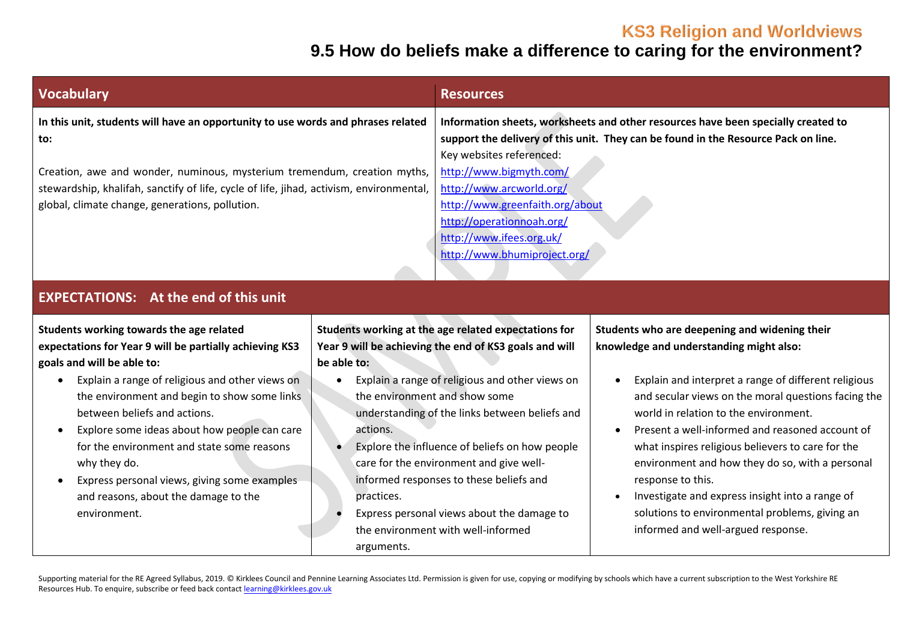# KS3 Religion and Worldviews

## 9.5 How do beliefs make a difference to caring for the environment?

| Vocabulary | Resources |
| --- | --- |
| **In this unit, students will have an opportunity to use words and phrases related to:**<br><br>Creation, awe and wonder, numinous, mysterium tremendum, creation myths, stewardship, khalifah, sanctify of life, cycle of life, jihad, activism, environmental, global, climate change, generations, pollution. | **Information sheets, worksheets and other resources have been specially created to support the delivery of this unit. They can be found in the Resource Pack on line.**<br>Key websites referenced:<br>http://www.bigmyth.com/<br>http://www.arcworld.org/<br>http://www.greenfaith.org/about<br>http://operationnoah.org/<br>http://www.ifees.org.uk/<br>http://www.bhumiproject.org/ |

## EXPECTATIONS: At the end of this unit

| Students working towards the age related expectations for Year 9 will be partially achieving KS3 goals and will be able to: | Students working at the age related expectations for Year 9 will be achieving the end of KS3 goals and will be able to: | Students who are deepening and widening their knowledge and understanding might also: |
| --- | --- | --- |
| • Explain a range of religious and other views on the environment and begin to show some links between beliefs and actions.<br>• Explore some ideas about how people can care for the environment and state some reasons why they do.<br>• Express personal views, giving some examples and reasons, about the damage to the environment. | • Explain a range of religious and other views on the environment and show some understanding of the links between beliefs and actions.<br>• Explore the influence of beliefs on how people care for the environment and give well-informed responses to these beliefs and practices.<br>• Express personal views about the damage to the environment with well-informed arguments. | • Explain and interpret a range of different religious and secular views on the moral questions facing the world in relation to the environment.<br>• Present a well-informed and reasoned account of what inspires religious believers to care for the environment and how they do so, with a personal response to this.<br>• Investigate and express insight into a range of solutions to environmental problems, giving an informed and well-argued response. |

Supporting material for the RE Agreed Syllabus, 2019. © Kirklees Council and Pennine Learning Associates Ltd. Permission is given for use, copying or modifying by schools which have a current subscription to the West Yorkshire RE Resources Hub. To enquire, subscribe or feed back contact learning@kirklees.gov.uk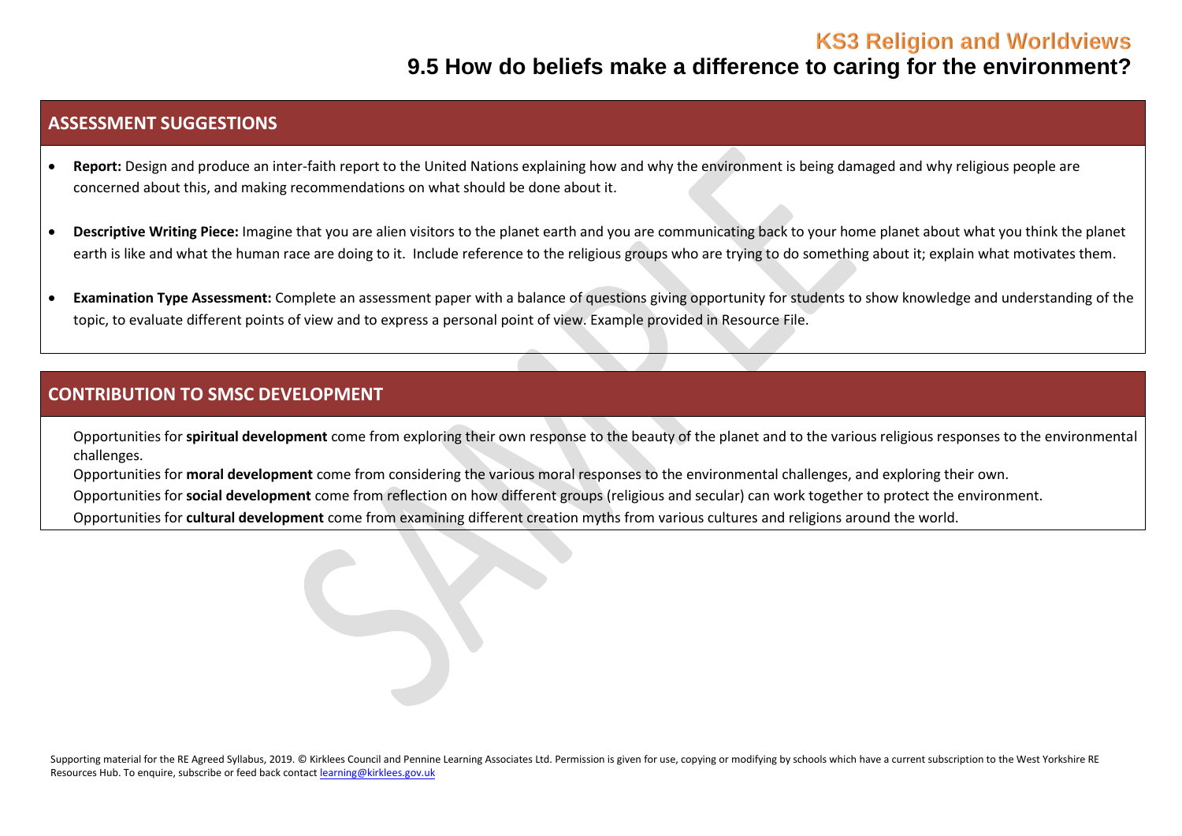## ASSESSMENT SUGGESTIONS

- **Report:** Design and produce an inter-faith report to the United Nations explaining how and why the environment is being damaged and why religious people are concerned about this, and making recommendations on what should be done about it.
- **Descriptive Writing Piece:** Imagine that you are alien visitors to the planet earth and you are communicating back to your home planet about what you think the planet earth is like and what the human race are doing to it. Include reference to the religious groups who are trying to do something about it; explain what motivates them.
- **Examination Type Assessment:** Complete an assessment paper with a balance of questions giving opportunity for students to show knowledge and understanding of the topic, to evaluate different points of view and to express a personal point of view. Example provided in Resource File.

## CONTRIBUTION TO SMSC DEVELOPMENT

Opportunities for **spiritual development** come from exploring their own response to the beauty of the planet and to the various religious responses to the environmental challenges.

Opportunities for **moral development** come from considering the various moral responses to the environmental challenges, and exploring their own.

Opportunities for **social development** come from reflection on how different groups (religious and secular) can work together to protect the environment.

Opportunities for **cultural development** come from examining different creation myths from various cultures and religions around the world.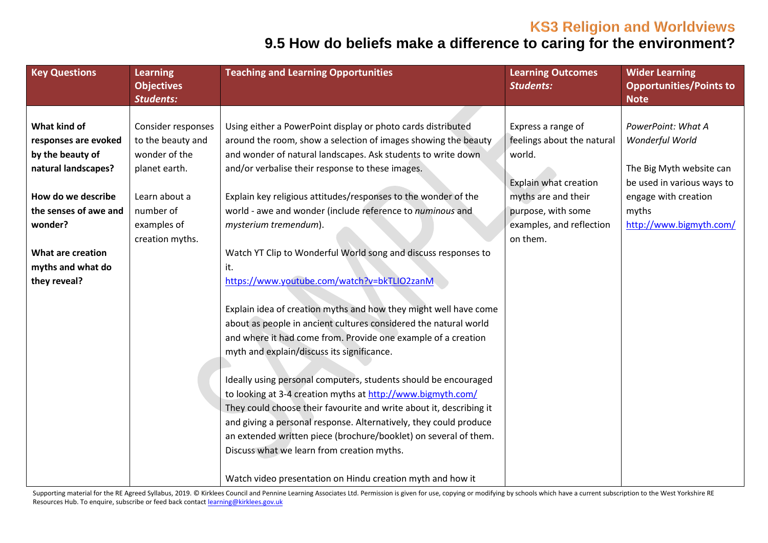# KS3 Religion and Worldviews

## 9.5 How do beliefs make a difference to caring for the environment?

| Key Questions | Learning Objectives *Students:* | Teaching and Learning Opportunities | Learning Outcomes *Students:* | Wider Learning Opportunities/Points to Note |
|---|---|---|---|---|
| **What kind of responses are evoked by the beauty of natural landscapes?**<br><br>**How do we describe the senses of awe and wonder?**<br><br>**What are creation myths and what do they reveal?** | Consider responses to the beauty and wonder of the planet earth.<br><br>Learn about a number of examples of creation myths. | Using either a PowerPoint display or photo cards distributed around the room, show a selection of images showing the beauty and wonder of natural landscapes. Ask students to write down and/or verbalise their response to these images.<br><br>Explain key religious attitudes/responses to the wonder of the world - awe and wonder (include reference to *numinous* and *mysterium tremendum*).<br><br>Watch YT Clip to Wonderful World song and discuss responses to it.<br>https://www.youtube.com/watch?v=bkTLIO2zanM<br><br>Explain idea of creation myths and how they might well have come about as people in ancient cultures considered the natural world and where it had come from. Provide one example of a creation myth and explain/discuss its significance.<br><br>Ideally using personal computers, students should be encouraged to looking at 3-4 creation myths at http://www.bigmyth.com/ They could choose their favourite and write about it, describing it and giving a personal response. Alternatively, they could produce an extended written piece (brochure/booklet) on several of them. Discuss what we learn from creation myths.<br><br>Watch video presentation on Hindu creation myth and how it | Express a range of feelings about the natural world.<br><br>Explain what creation myths are and their purpose, with some examples, and reflection on them. | *PowerPoint: What A Wonderful World*<br><br>The Big Myth website can be used in various ways to engage with creation myths<br>http://www.bigmyth.com/ |

Supporting material for the RE Agreed Syllabus, 2019. © Kirklees Council and Pennine Learning Associates Ltd. Permission is given for use, copying or modifying by schools which have a current subscription to the West Yorkshire RE Resources Hub. To enquire, subscribe or feed back contact learning@kirklees.gov.uk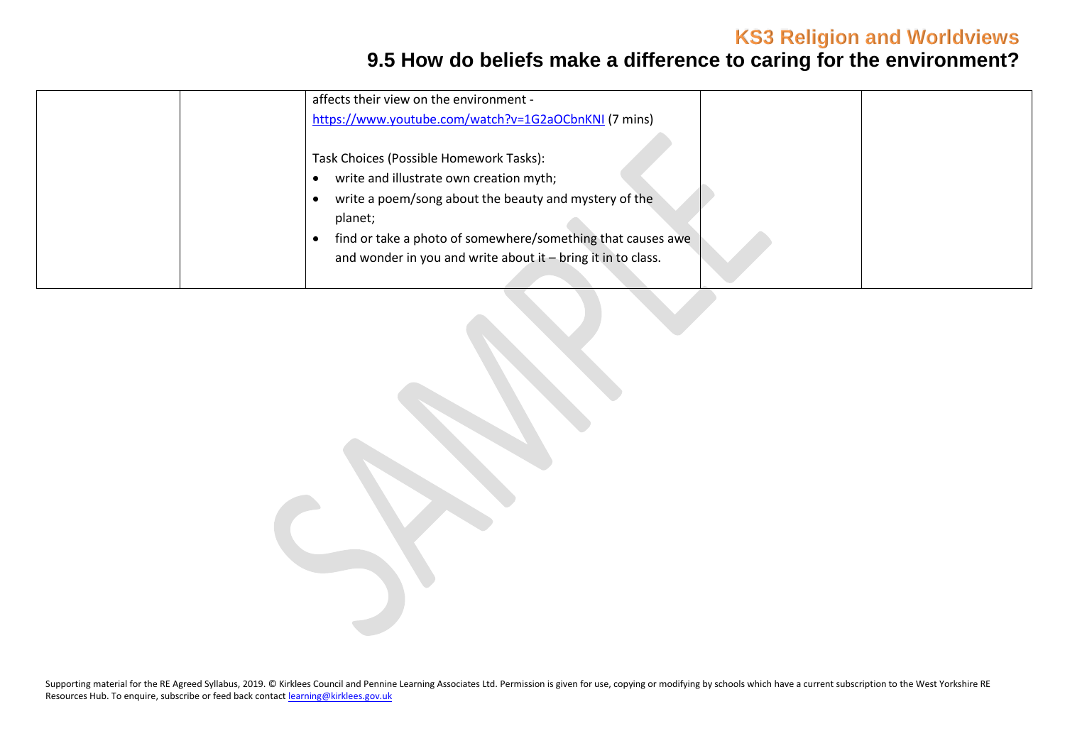| | | | | |
|---|---|---|---|---|
| | | affects their view on the environment - https://www.youtube.com/watch?v=1G2aOCbnKNI (7 mins)<br><br>Task Choices (Possible Homework Tasks):<br>• write and illustrate own creation myth;<br>• write a poem/song about the beauty and mystery of the planet;<br>• find or take a photo of somewhere/something that causes awe and wonder in you and write about it – bring it in to class. | | |

Supporting material for the RE Agreed Syllabus, 2019. © Kirklees Council and Pennine Learning Associates Ltd. Permission is given for use, copying or modifying by schools which have a current subscription to the West Yorkshire RE Resources Hub. To enquire, subscribe or feed back contact learning@kirklees.gov.uk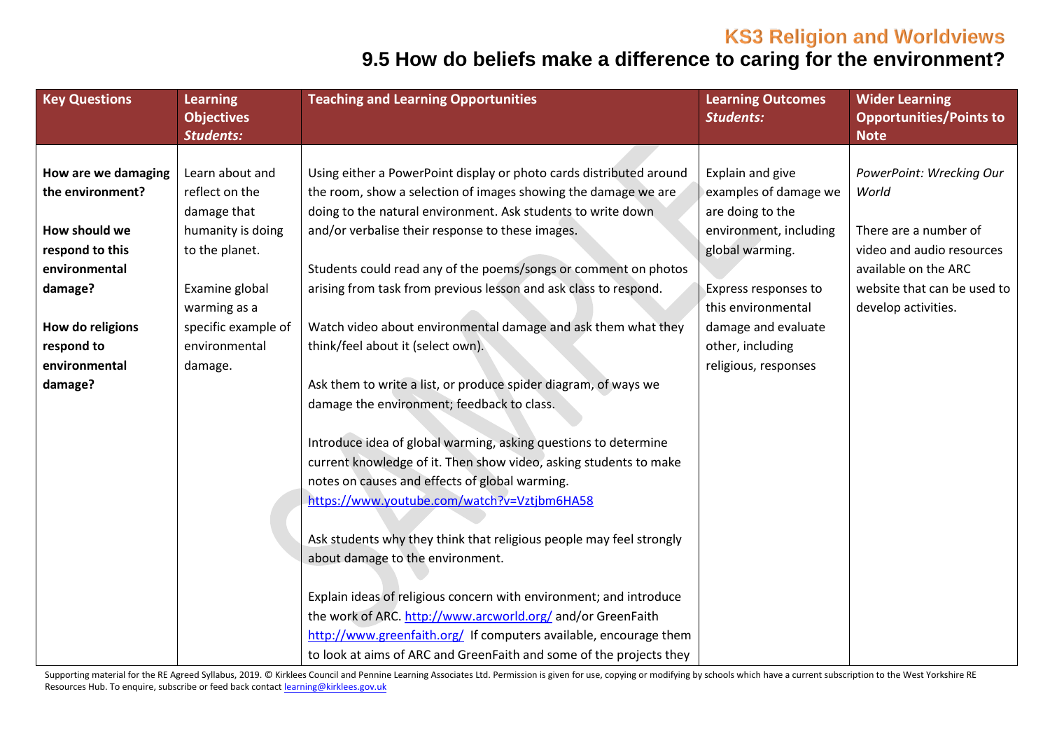# KS3 Religion and Worldviews

## 9.5 How do beliefs make a difference to caring for the environment?

| Key Questions | Learning Objectives *Students:* | Teaching and Learning Opportunities | Learning Outcomes *Students:* | Wider Learning Opportunities/Points to Note |
|---|---|---|---|---|
| **How are we damaging the environment?**<br><br>**How should we respond to this environmental damage?**<br><br>**How do religions respond to environmental damage?** | Learn about and reflect on the damage that humanity is doing to the planet.<br><br>Examine global warming as a specific example of environmental damage. | Using either a PowerPoint display or photo cards distributed around the room, show a selection of images showing the damage we are doing to the natural environment. Ask students to write down and/or verbalise their response to these images.<br><br>Students could read any of the poems/songs or comment on photos arising from task from previous lesson and ask class to respond.<br><br>Watch video about environmental damage and ask them what they think/feel about it (select own).<br><br>Ask them to write a list, or produce spider diagram, of ways we damage the environment; feedback to class.<br><br>Introduce idea of global warming, asking questions to determine current knowledge of it. Then show video, asking students to make notes on causes and effects of global warming. https://www.youtube.com/watch?v=Vztjbm6HA58<br><br>Ask students why they think that religious people may feel strongly about damage to the environment.<br><br>Explain ideas of religious concern with environment; and introduce the work of ARC. http://www.arcworld.org/ and/or GreenFaith http://www.greenfaith.org/ If computers available, encourage them to look at aims of ARC and GreenFaith and some of the projects they | Explain and give examples of damage we are doing to the environment, including global warming.<br><br>Express responses to this environmental damage and evaluate other, including religious, responses | *PowerPoint: Wrecking Our World*<br><br>There are a number of video and audio resources available on the ARC website that can be used to develop activities. |

Supporting material for the RE Agreed Syllabus, 2019. © Kirklees Council and Pennine Learning Associates Ltd. Permission is given for use, copying or modifying by schools which have a current subscription to the West Yorkshire RE Resources Hub. To enquire, subscribe or feed back contact learning@kirklees.gov.uk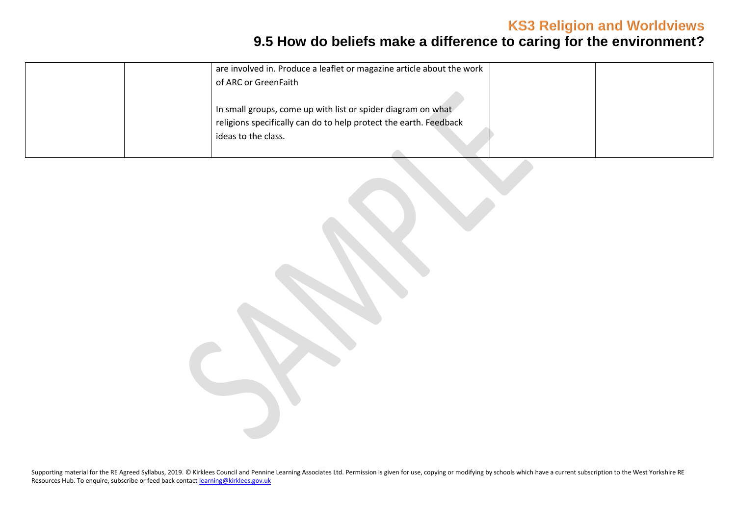| | | are involved in. Produce a leaflet or magazine article about the work of ARC or GreenFaith<br><br>In small groups, come up with list or spider diagram on what religions specifically can do to help protect the earth. Feedback ideas to the class. | | |
|---|---|---|---|---|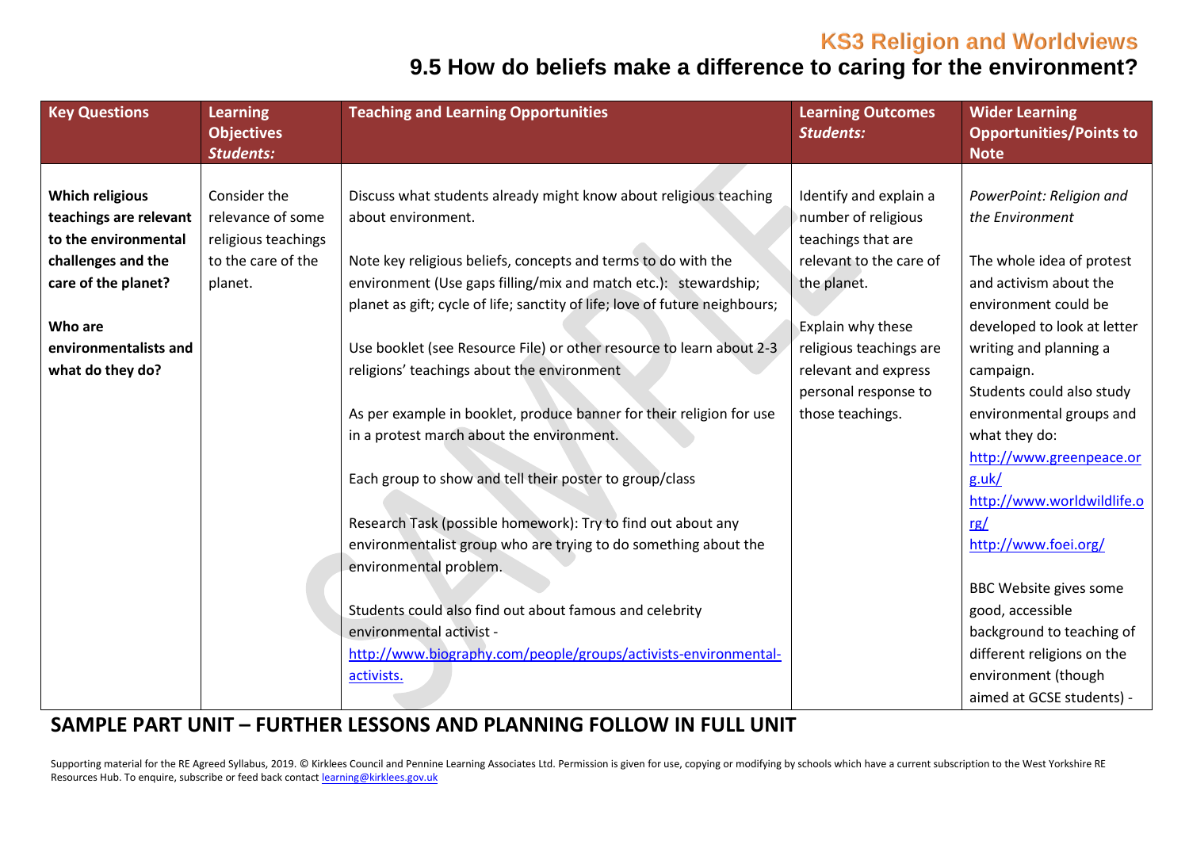# KS3 Religion and Worldviews

## 9.5 How do beliefs make a difference to caring for the environment?

| Key Questions | Learning Objectives *Students:* | Teaching and Learning Opportunities | Learning Outcomes *Students:* | Wider Learning Opportunities/Points to Note |
|---|---|---|---|---|
| **Which religious teachings are relevant to the environmental challenges and the care of the planet?**<br><br>**Who are environmentalists and what do they do?** | Consider the relevance of some religious teachings to the care of the planet. | Discuss what students already might know about religious teaching about environment.<br><br>Note key religious beliefs, concepts and terms to do with the environment (Use gaps filling/mix and match etc.): stewardship; planet as gift; cycle of life; sanctity of life; love of future neighbours;<br><br>Use booklet (see Resource File) or other resource to learn about 2-3 religions' teachings about the environment<br><br>As per example in booklet, produce banner for their religion for use in a protest march about the environment.<br><br>Each group to show and tell their poster to group/class<br><br>Research Task (possible homework): Try to find out about any environmentalist group who are trying to do something about the environmental problem.<br><br>Students could also find out about famous and celebrity environmental activist - http://www.biography.com/people/groups/activists-environmental-activists. | Identify and explain a number of religious teachings that are relevant to the care of the planet.<br><br>Explain why these religious teachings are relevant and express personal response to those teachings. | *PowerPoint: Religion and the Environment*<br><br>The whole idea of protest and activism about the environment could be developed to look at letter writing and planning a campaign.<br>Students could also study environmental groups and what they do:<br>http://www.greenpeace.org.uk/<br>http://www.worldwildlife.org/<br>http://www.foei.org/<br><br>BBC Website gives some good, accessible background to teaching of different religions on the environment (though aimed at GCSE students) - |

**SAMPLE PART UNIT – FURTHER LESSONS AND PLANNING FOLLOW IN FULL UNIT**

Supporting material for the RE Agreed Syllabus, 2019. © Kirklees Council and Pennine Learning Associates Ltd. Permission is given for use, copying or modifying by schools which have a current subscription to the West Yorkshire RE Resources Hub. To enquire, subscribe or feed back contact learning@kirklees.gov.uk